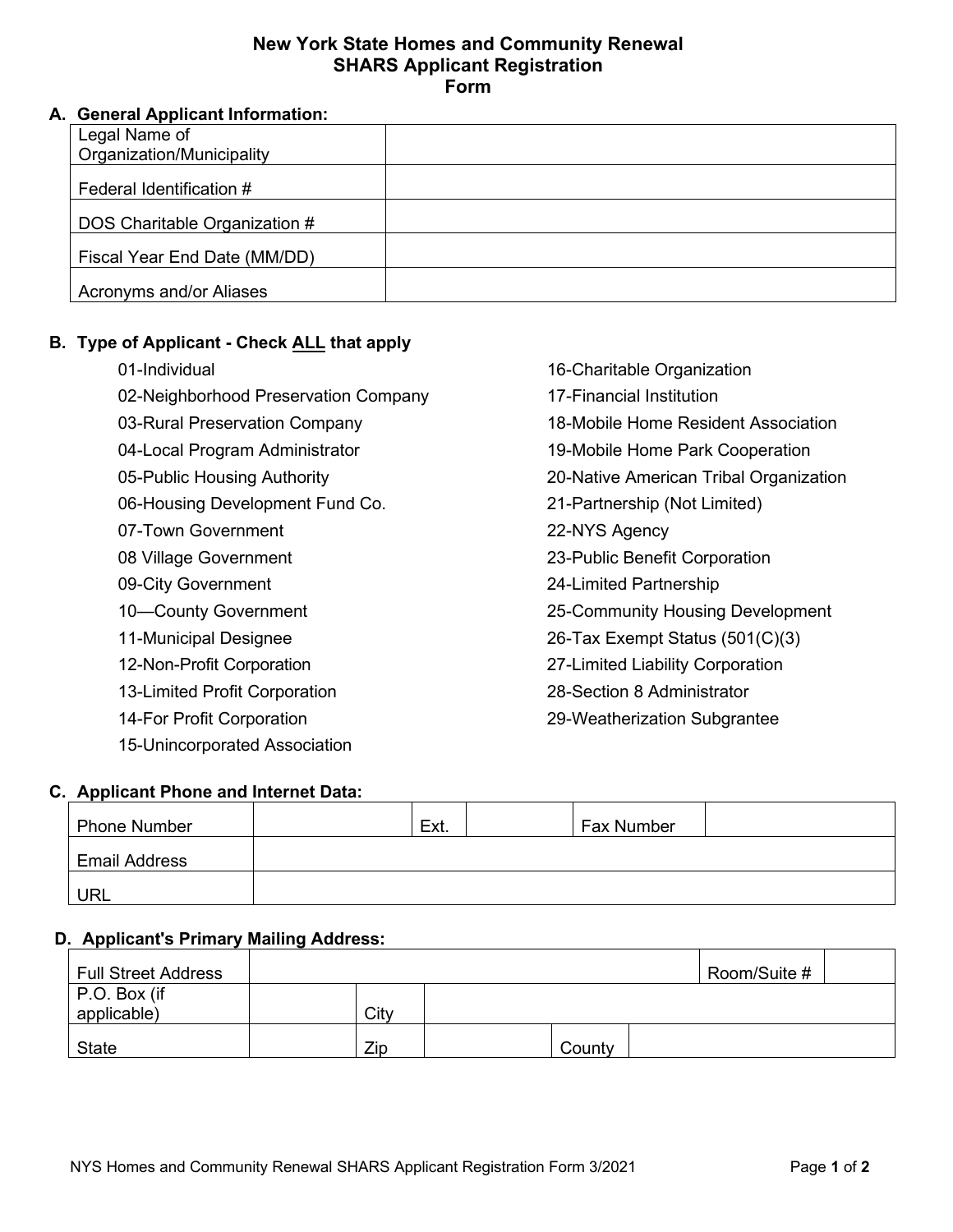# New York State Homes and Community Renewal
# SHARS Applicant Registration Form

## A. General Applicant Information:

| Legal Name of Organization/Municipality | |
|---|---|
| Federal Identification # | |
| DOS Charitable Organization # | |
| Fiscal Year End Date (MM/DD) | |
| Acronyms and/or Aliases | |

## B. Type of Applicant - Check ALL that apply

01-Individual
02-Neighborhood Preservation Company
03-Rural Preservation Company
04-Local Program Administrator
05-Public Housing Authority
06-Housing Development Fund Co.
07-Town Government
08 Village Government
09-City Government
10—County Government
11-Municipal Designee
12-Non-Profit Corporation
13-Limited Profit Corporation
14-For Profit Corporation
15-Unincorporated Association
16-Charitable Organization
17-Financial Institution
18-Mobile Home Resident Association
19-Mobile Home Park Cooperation
20-Native American Tribal Organization
21-Partnership (Not Limited)
22-NYS Agency
23-Public Benefit Corporation
24-Limited Partnership
25-Community Housing Development
26-Tax Exempt Status (501(C)(3)
27-Limited Liability Corporation
28-Section 8 Administrator
29-Weatherization Subgrantee

## C. Applicant Phone and Internet Data:

| Phone Number | | Ext. | | Fax Number | |
|---|---|---|---|---|---|
| Email Address | | | | | |
| URL | | | | | |

## D. Applicant's Primary Mailing Address:

| Full Street Address | | | | Room/Suite # | |
|---|---|---|---|---|---|
| P.O. Box (if applicable) | | City | | | |
| State | | Zip | | County | |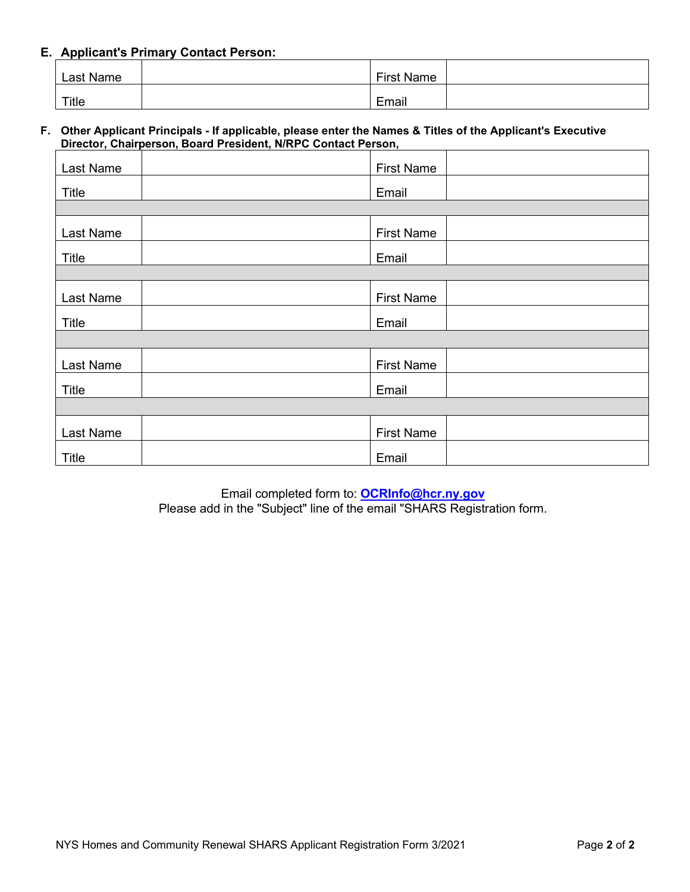**E. Applicant's Primary Contact Person:**

| | | | |
|---|---|---|---|
| Last Name | | First Name | |
| Title | | Email | |

**F. Other Applicant Principals - If applicable, please enter the Names & Titles of the Applicant's Executive Director, Chairperson, Board President, N/RPC Contact Person,**

| | | | |
|---|---|---|---|
| Last Name | | First Name | |
| Title | | Email | |
| | | | |
| Last Name | | First Name | |
| Title | | Email | |
| | | | |
| Last Name | | First Name | |
| Title | | Email | |
| | | | |
| Last Name | | First Name | |
| Title | | Email | |
| | | | |
| Last Name | | First Name | |
| Title | | Email | |

Email completed form to: **OCRInfo@hcr.ny.gov**
Please add in the "Subject" line of the email "SHARS Registration form.

NYS Homes and Community Renewal SHARS Applicant Registration Form 3/2021